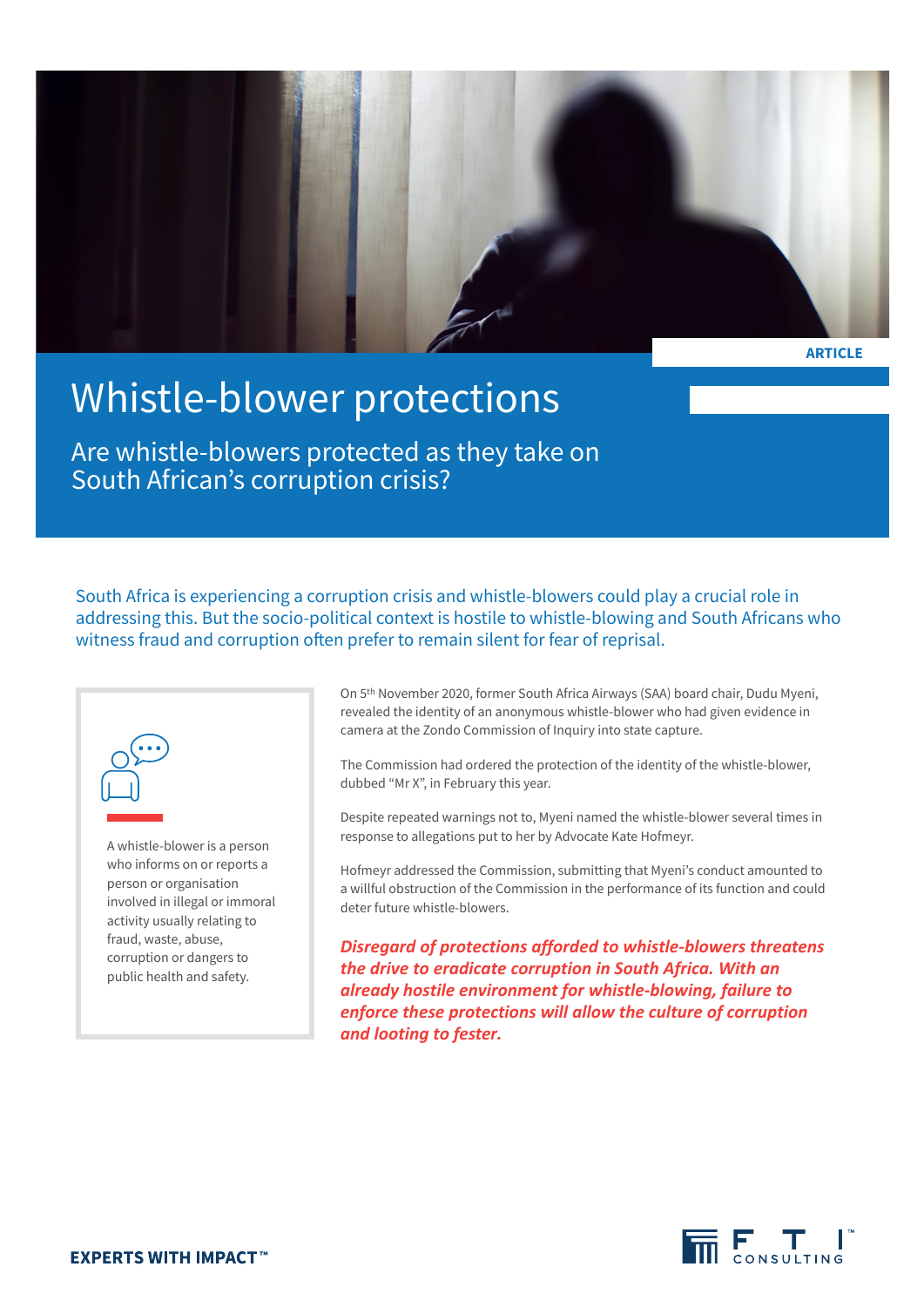ARTICLE

# Whistle-blower protections

## Are whistle-blowers protected as they take on South African's corruption crisis?

South Africa is experiencing a corruption crisis and whistle-blowers could play a crucial role in addressing this. But the socio-political context is hostile to whistle-blowing and South Africans who witness fraud and corruption often prefer to remain silent for fear of reprisal.

A whistle-blower is a person who informs on or reports a person or organisation involved in illegal or immoral activity usually relating to fraud, waste, abuse, corruption or dangers to public health and safety.

On 5th November 2020, former South Africa Airways (SAA) board chair, Dudu Myeni, revealed the identity of an anonymous whistle-blower who had given evidence in camera at the Zondo Commission of Inquiry into state capture.

The Commission had ordered the protection of the identity of the whistle-blower, dubbed "Mr X", in February this year.

Despite repeated warnings not to, Myeni named the whistle-blower several times in response to allegations put to her by Advocate Kate Hofmeyr.

Hofmeyr addressed the Commission, submitting that Myeni's conduct amounted to a willful obstruction of the Commission in the performance of its function and could deter future whistle-blowers.

***Disregard of protections afforded to whistle-blowers threatens the drive to eradicate corruption in South Africa. With an already hostile environment for whistle-blowing, failure to enforce these protections will allow the culture of corruption and looting to fester.***

EXPERTS WITH IMPACT™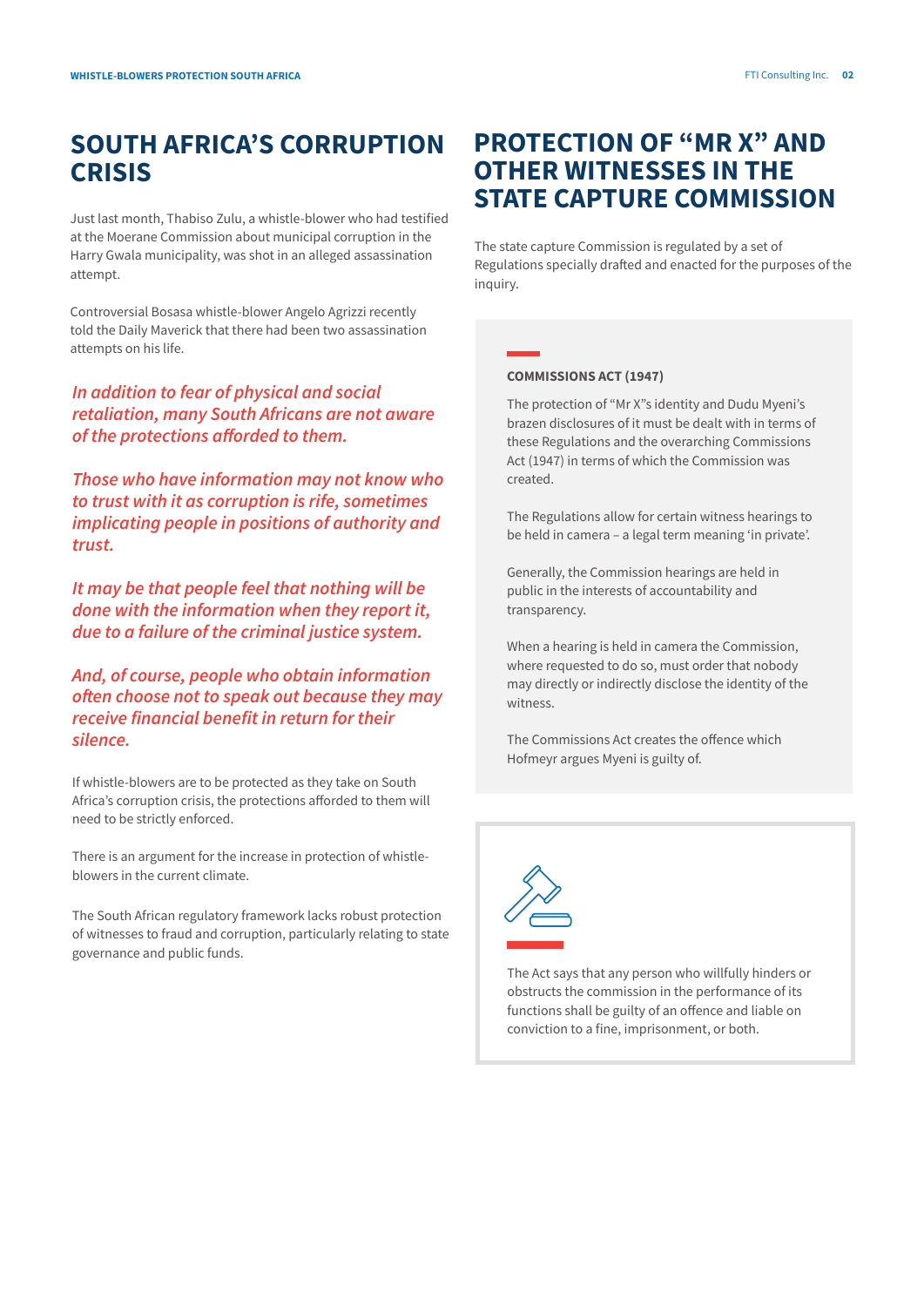## SOUTH AFRICA'S CORRUPTION CRISIS

Just last month, Thabiso Zulu, a whistle-blower who had testified at the Moerane Commission about municipal corruption in the Harry Gwala municipality, was shot in an alleged assassination attempt.

Controversial Bosasa whistle-blower Angelo Agrizzi recently told the Daily Maverick that there had been two assassination attempts on his life.

*In addition to fear of physical and social retaliation, many South Africans are not aware of the protections afforded to them.*

*Those who have information may not know who to trust with it as corruption is rife, sometimes implicating people in positions of authority and trust.*

*It may be that people feel that nothing will be done with the information when they report it, due to a failure of the criminal justice system.*

*And, of course, people who obtain information often choose not to speak out because they may receive financial benefit in return for their silence.*

If whistle-blowers are to be protected as they take on South Africa's corruption crisis, the protections afforded to them will need to be strictly enforced.

There is an argument for the increase in protection of whistle-blowers in the current climate.

The South African regulatory framework lacks robust protection of witnesses to fraud and corruption, particularly relating to state governance and public funds.

## PROTECTION OF "MR X" AND OTHER WITNESSES IN THE STATE CAPTURE COMMISSION

The state capture Commission is regulated by a set of Regulations specially drafted and enacted for the purposes of the inquiry.

**COMMISSIONS ACT (1947)**

The protection of "Mr X"s identity and Dudu Myeni's brazen disclosures of it must be dealt with in terms of these Regulations and the overarching Commissions Act (1947) in terms of which the Commission was created.

The Regulations allow for certain witness hearings to be held in camera – a legal term meaning 'in private'.

Generally, the Commission hearings are held in public in the interests of accountability and transparency.

When a hearing is held in camera the Commission, where requested to do so, must order that nobody may directly or indirectly disclose the identity of the witness.

The Commissions Act creates the offence which Hofmeyr argues Myeni is guilty of.

The Act says that any person who willfully hinders or obstructs the commission in the performance of its functions shall be guilty of an offence and liable on conviction to a fine, imprisonment, or both.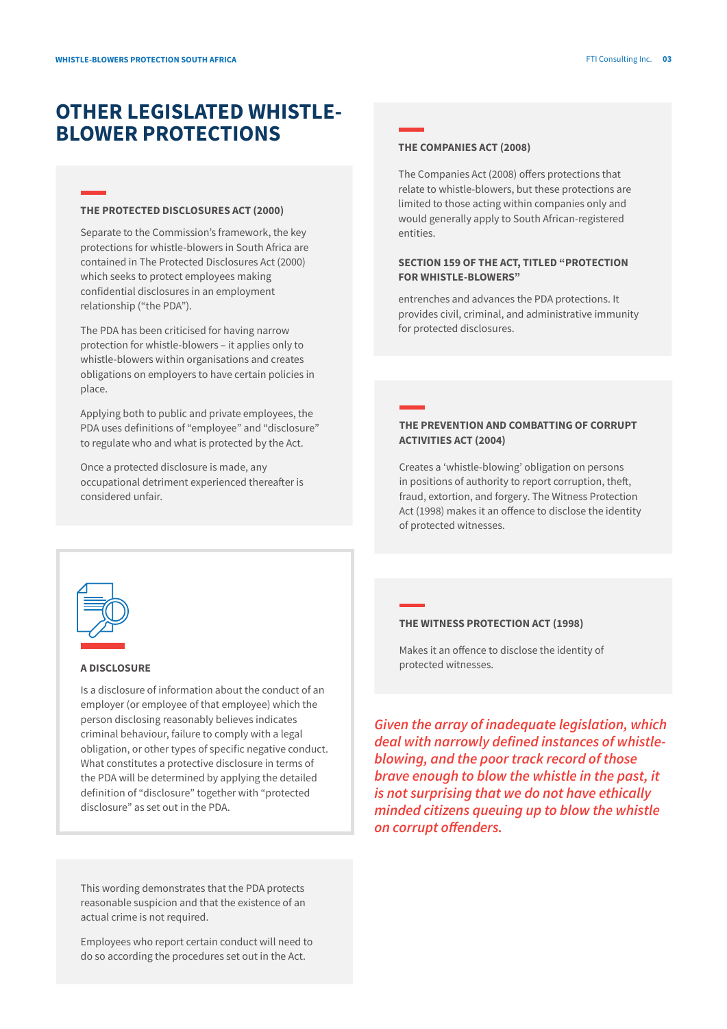# OTHER LEGISLATED WHISTLE-BLOWER PROTECTIONS

### THE PROTECTED DISCLOSURES ACT (2000)

Separate to the Commission's framework, the key protections for whistle-blowers in South Africa are contained in The Protected Disclosures Act (2000) which seeks to protect employees making confidential disclosures in an employment relationship ("the PDA").

The PDA has been criticised for having narrow protection for whistle-blowers – it applies only to whistle-blowers within organisations and creates obligations on employers to have certain policies in place.

Applying both to public and private employees, the PDA uses definitions of "employee" and "disclosure" to regulate who and what is protected by the Act.

Once a protected disclosure is made, any occupational detriment experienced thereafter is considered unfair.

### A DISCLOSURE

Is a disclosure of information about the conduct of an employer (or employee of that employee) which the person disclosing reasonably believes indicates criminal behaviour, failure to comply with a legal obligation, or other types of specific negative conduct. What constitutes a protective disclosure in terms of the PDA will be determined by applying the detailed definition of "disclosure" together with "protected disclosure" as set out in the PDA.

This wording demonstrates that the PDA protects reasonable suspicion and that the existence of an actual crime is not required.

Employees who report certain conduct will need to do so according the procedures set out in the Act.

### THE COMPANIES ACT (2008)

The Companies Act (2008) offers protections that relate to whistle-blowers, but these protections are limited to those acting within companies only and would generally apply to South African-registered entities.

### SECTION 159 OF THE ACT, TITLED "PROTECTION FOR WHISTLE-BLOWERS"

entrenches and advances the PDA protections. It provides civil, criminal, and administrative immunity for protected disclosures.

### THE PREVENTION AND COMBATTING OF CORRUPT ACTIVITIES ACT (2004)

Creates a 'whistle-blowing' obligation on persons in positions of authority to report corruption, theft, fraud, extortion, and forgery. The Witness Protection Act (1998) makes it an offence to disclose the identity of protected witnesses.

### THE WITNESS PROTECTION ACT (1998)

Makes it an offence to disclose the identity of protected witnesses.

***Given the array of inadequate legislation, which deal with narrowly defined instances of whistle-blowing, and the poor track record of those brave enough to blow the whistle in the past, it is not surprising that we do not have ethically minded citizens queuing up to blow the whistle on corrupt offenders.***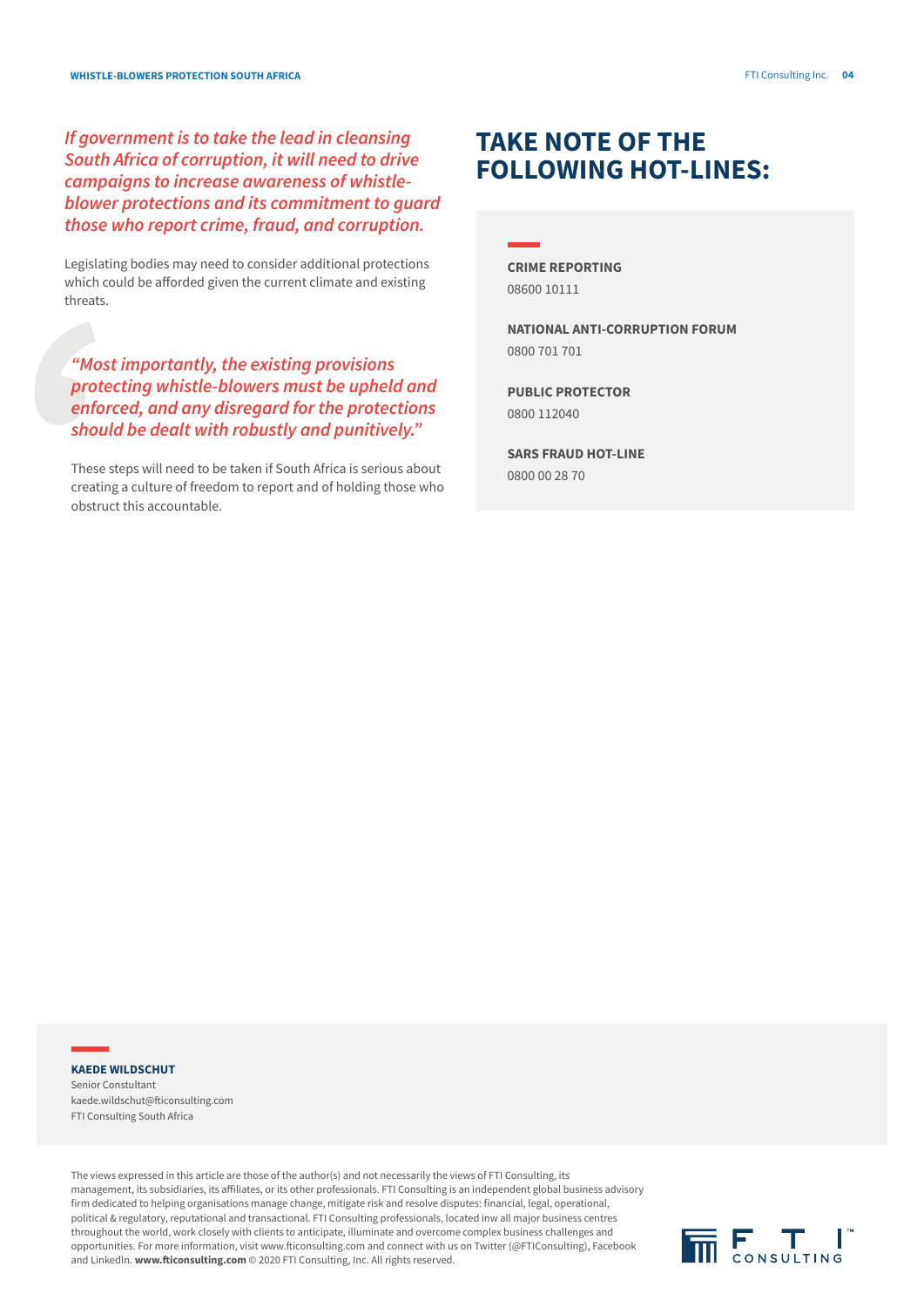*If government is to take the lead in cleansing South Africa of corruption, it will need to drive campaigns to increase awareness of whistle-blower protections and its commitment to guard those who report crime, fraud, and corruption.*

Legislating bodies may need to consider additional protections which could be afforded given the current climate and existing threats.

> *"Most importantly, the existing provisions protecting whistle-blowers must be upheld and enforced, and any disregard for the protections should be dealt with robustly and punitively."*

These steps will need to be taken if South Africa is serious about creating a culture of freedom to report and of holding those who obstruct this accountable.

## TAKE NOTE OF THE FOLLOWING HOT-LINES:

**CRIME REPORTING**
08600 10111

**NATIONAL ANTI-CORRUPTION FORUM**
0800 701 701

**PUBLIC PROTECTOR**
0800 112040

**SARS FRAUD HOT-LINE**
0800 00 28 70

**KAEDE WILDSCHUT**
Senior Constultant
kaede.wildschut@fticonsulting.com
FTI Consulting South Africa

The views expressed in this article are those of the author(s) and not necessarily the views of FTI Consulting, its management, its subsidiaries, its affiliates, or its other professionals. FTI Consulting is an independent global business advisory firm dedicated to helping organisations manage change, mitigate risk and resolve disputes: financial, legal, operational, political & regulatory, reputational and transactional. FTI Consulting professionals, located inw all major business centres throughout the world, work closely with clients to anticipate, illuminate and overcome complex business challenges and opportunities. For more information, visit www.fticonsulting.com and connect with us on Twitter (@FTIConsulting), Facebook and LinkedIn. **www.fticonsulting.com** © 2020 FTI Consulting, Inc. All rights reserved.

FTI CONSULTING™